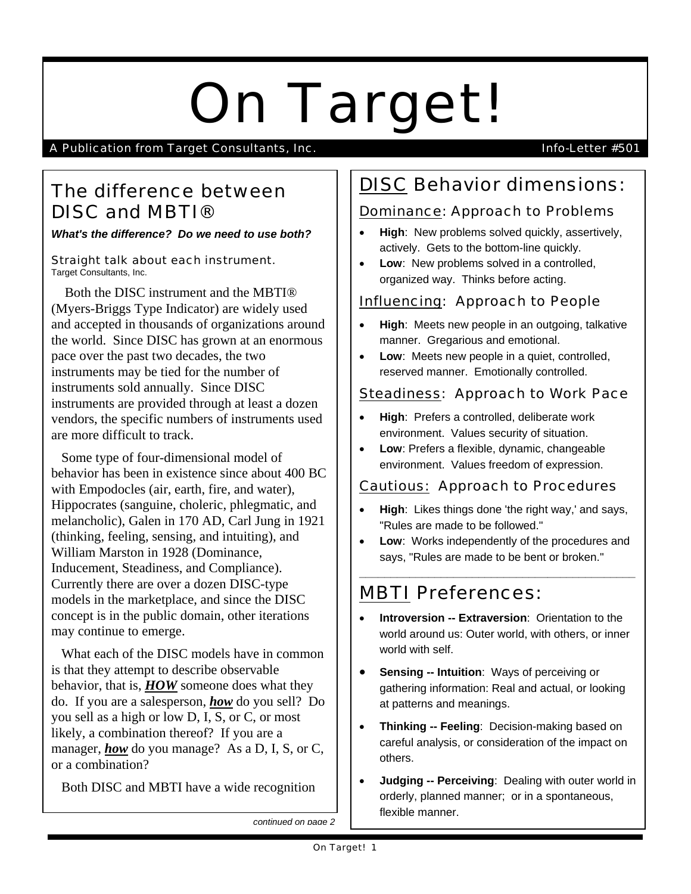# On Target!

A Publication from Target Consultants, Inc. Info-Letter #501

## The difference between DISC and MBTI®

***What's the difference? Do we need to use both?***

Straight talk about each instrument.
Target Consultants, Inc.

Both the DISC instrument and the MBTI® (Myers-Briggs Type Indicator) are widely used and accepted in thousands of organizations around the world. Since DISC has grown at an enormous pace over the past two decades, the two instruments may be tied for the number of instruments sold annually. Since DISC instruments are provided through at least a dozen vendors, the specific numbers of instruments used are more difficult to track.

Some type of four-dimensional model of behavior has been in existence since about 400 BC with Empodocles (air, earth, fire, and water), Hippocrates (sanguine, choleric, phlegmatic, and melancholic), Galen in 170 AD, Carl Jung in 1921 (thinking, feeling, sensing, and intuiting), and William Marston in 1928 (Dominance, Inducement, Steadiness, and Compliance). Currently there are over a dozen DISC-type models in the marketplace, and since the DISC concept is in the public domain, other iterations may continue to emerge.

What each of the DISC models have in common is that they attempt to describe observable behavior, that is, ***HOW*** someone does what they do. If you are a salesperson, ***how*** do you sell? Do you sell as a high or low D, I, S, or C, or most likely, a combination thereof? If you are a manager, ***how*** do you manage? As a D, I, S, or C, or a combination?

Both DISC and MBTI have a wide recognition

*continued on page 2*

## DISC Behavior dimensions:

### Dominance: Approach to Problems

- **High**: New problems solved quickly, assertively, actively. Gets to the bottom-line quickly.
- **Low**: New problems solved in a controlled, organized way. Thinks before acting.

### Influencing: Approach to People

- **High**: Meets new people in an outgoing, talkative manner. Gregarious and emotional.
- **Low**: Meets new people in a quiet, controlled, reserved manner. Emotionally controlled.

### Steadiness: Approach to Work Pace

- **High**: Prefers a controlled, deliberate work environment. Values security of situation.
- **Low**: Prefers a flexible, dynamic, changeable environment. Values freedom of expression.

### Cautious: Approach to Procedures

- **High**: Likes things done 'the right way,' and says, "Rules are made to be followed."
- **Low**: Works independently of the procedures and says, "Rules are made to be bent or broken."

---

## MBTI Preferences:

- **Introversion -- Extraversion**: Orientation to the world around us: Outer world, with others, or inner world with self.
- **Sensing -- Intuition**: Ways of perceiving or gathering information: Real and actual, or looking at patterns and meanings.
- **Thinking -- Feeling**: Decision-making based on careful analysis, or consideration of the impact on others.
- **Judging -- Perceiving**: Dealing with outer world in orderly, planned manner; or in a spontaneous, flexible manner.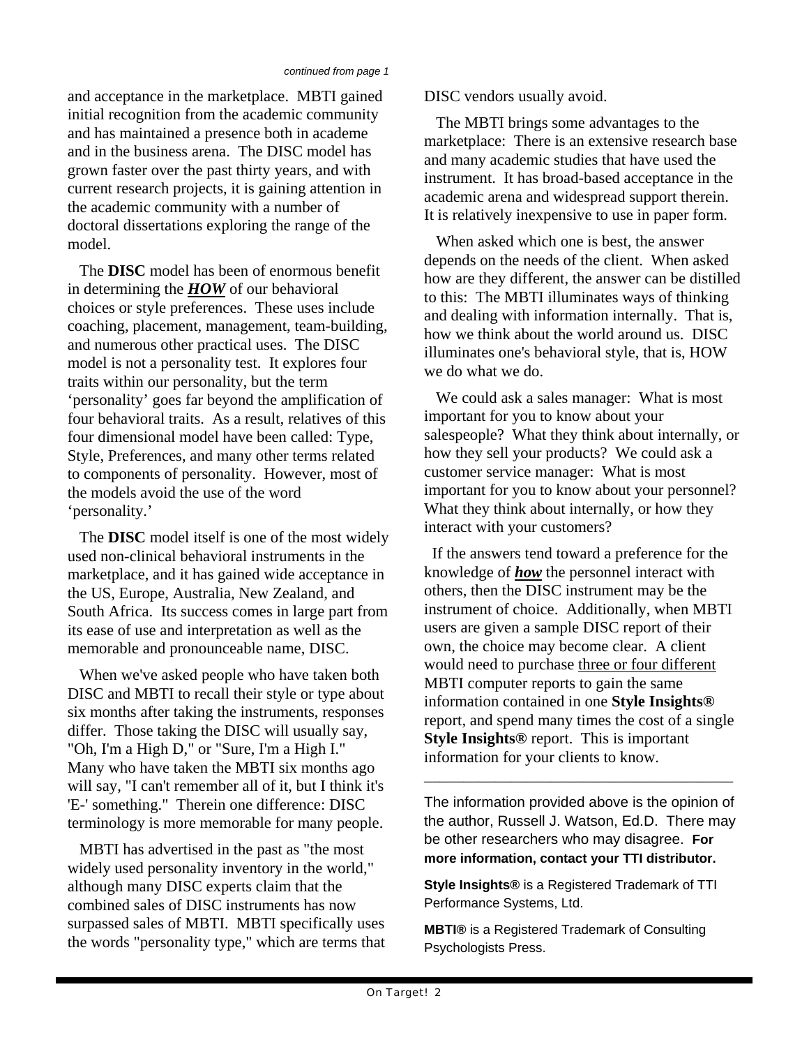*continued from page 1*

and acceptance in the marketplace. MBTI gained initial recognition from the academic community and has maintained a presence both in academe and in the business arena. The DISC model has grown faster over the past thirty years, and with current research projects, it is gaining attention in the academic community with a number of doctoral dissertations exploring the range of the model.

The **DISC** model has been of enormous benefit in determining the ***HOW*** of our behavioral choices or style preferences. These uses include coaching, placement, management, team-building, and numerous other practical uses. The DISC model is not a personality test. It explores four traits within our personality, but the term 'personality' goes far beyond the amplification of four behavioral traits. As a result, relatives of this four dimensional model have been called: Type, Style, Preferences, and many other terms related to components of personality. However, most of the models avoid the use of the word 'personality.'

The **DISC** model itself is one of the most widely used non-clinical behavioral instruments in the marketplace, and it has gained wide acceptance in the US, Europe, Australia, New Zealand, and South Africa. Its success comes in large part from its ease of use and interpretation as well as the memorable and pronounceable name, DISC.

When we've asked people who have taken both DISC and MBTI to recall their style or type about six months after taking the instruments, responses differ. Those taking the DISC will usually say, "Oh, I'm a High D," or "Sure, I'm a High I." Many who have taken the MBTI six months ago will say, "I can't remember all of it, but I think it's 'E-' something." Therein one difference: DISC terminology is more memorable for many people.

MBTI has advertised in the past as "the most widely used personality inventory in the world," although many DISC experts claim that the combined sales of DISC instruments has now surpassed sales of MBTI. MBTI specifically uses the words "personality type," which are terms that DISC vendors usually avoid.

The MBTI brings some advantages to the marketplace: There is an extensive research base and many academic studies that have used the instrument. It has broad-based acceptance in the academic arena and widespread support therein. It is relatively inexpensive to use in paper form.

When asked which one is best, the answer depends on the needs of the client. When asked how are they different, the answer can be distilled to this: The MBTI illuminates ways of thinking and dealing with information internally. That is, how we think about the world around us. DISC illuminates one's behavioral style, that is, HOW we do what we do.

We could ask a sales manager: What is most important for you to know about your salespeople? What they think about internally, or how they sell your products? We could ask a customer service manager: What is most important for you to know about your personnel? What they think about internally, or how they interact with your customers?

If the answers tend toward a preference for the knowledge of ***how*** the personnel interact with others, then the DISC instrument may be the instrument of choice. Additionally, when MBTI users are given a sample DISC report of their own, the choice may become clear. A client would need to purchase three or four different MBTI computer reports to gain the same information contained in one **Style Insights®** report, and spend many times the cost of a single **Style Insights®** report. This is important information for your clients to know.

---

The information provided above is the opinion of the author, Russell J. Watson, Ed.D. There may be other researchers who may disagree. **For more information, contact your TTI distributor.**

**Style Insights®** is a Registered Trademark of TTI Performance Systems, Ltd.

**MBTI®** is a Registered Trademark of Consulting Psychologists Press.